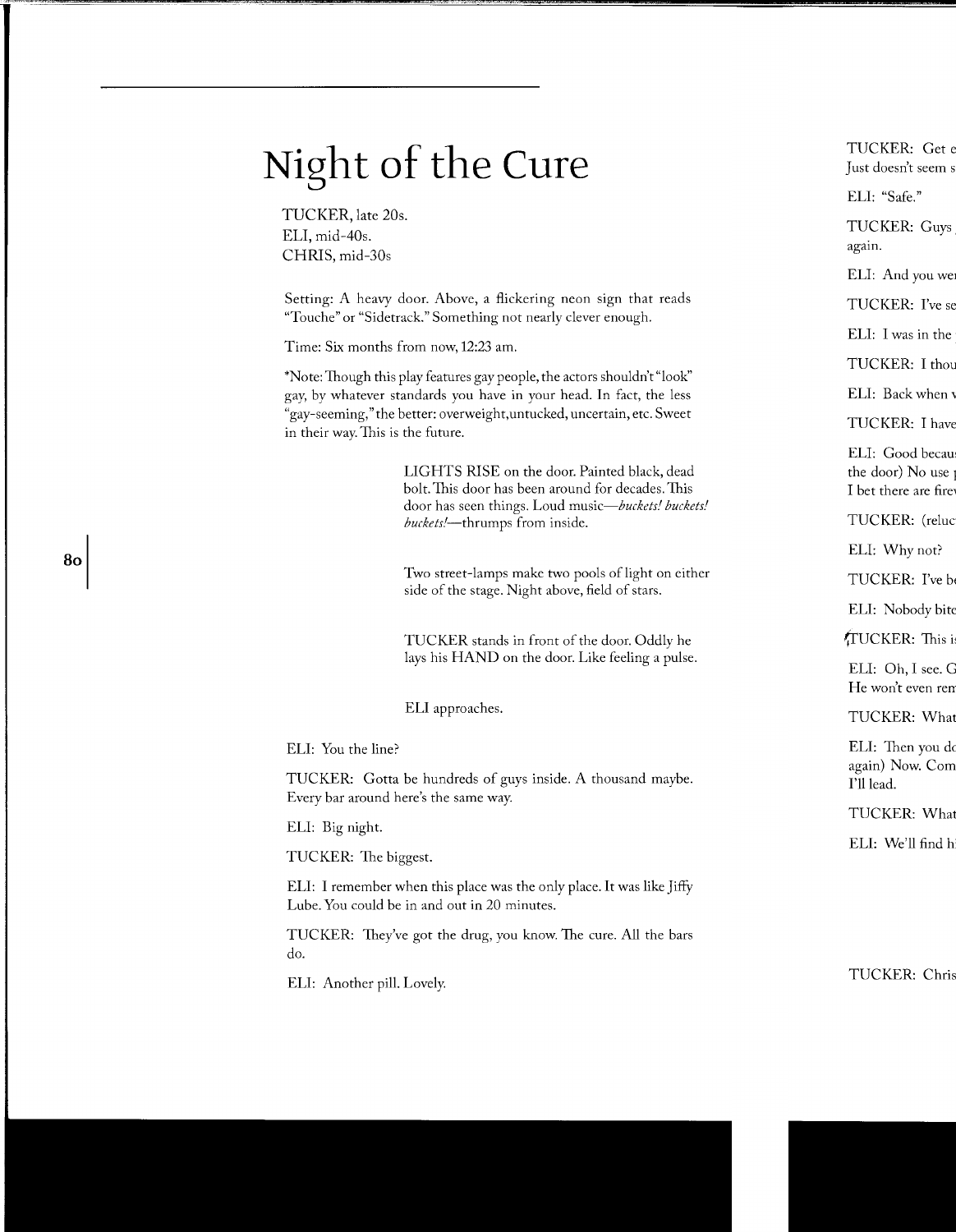# Night of the Cure

TUCKER, late 20s.
ELI, mid-40s.
CHRIS, mid-30s

Setting: A heavy door. Above, a flickering neon sign that reads "Touche" or "Sidetrack." Something not nearly clever enough.

Time: Six months from now, 12:23 am.

*Note: Though this play features gay people, the actors shouldn't "look" gay, by whatever standards you have in your head. In fact, the less "gay-seeming," the better: overweight, untucked, uncertain, etc. Sweet in their way. This is the future.

> LIGHTS RISE on the door. Painted black, dead bolt. This door has been around for decades. This door has seen things. Loud music—*buckets! buckets! buckets!*—thrumps from inside.

> Two street-lamps make two pools of light on either side of the stage. Night above, field of stars.

> TUCKER stands in front of the door. Oddly he lays his HAND on the door. Like feeling a pulse.

> ELI approaches.

ELI: You the line?

TUCKER: Gotta be hundreds of guys inside. A thousand maybe. Every bar around here's the same way.

ELI: Big night.

TUCKER: The biggest.

ELI: I remember when this place was the only place. It was like Jiffy Lube. You could be in and out in 20 minutes.

TUCKER: They've got the drug, you know. The cure. All the bars do.

ELI: Another pill. Lovely.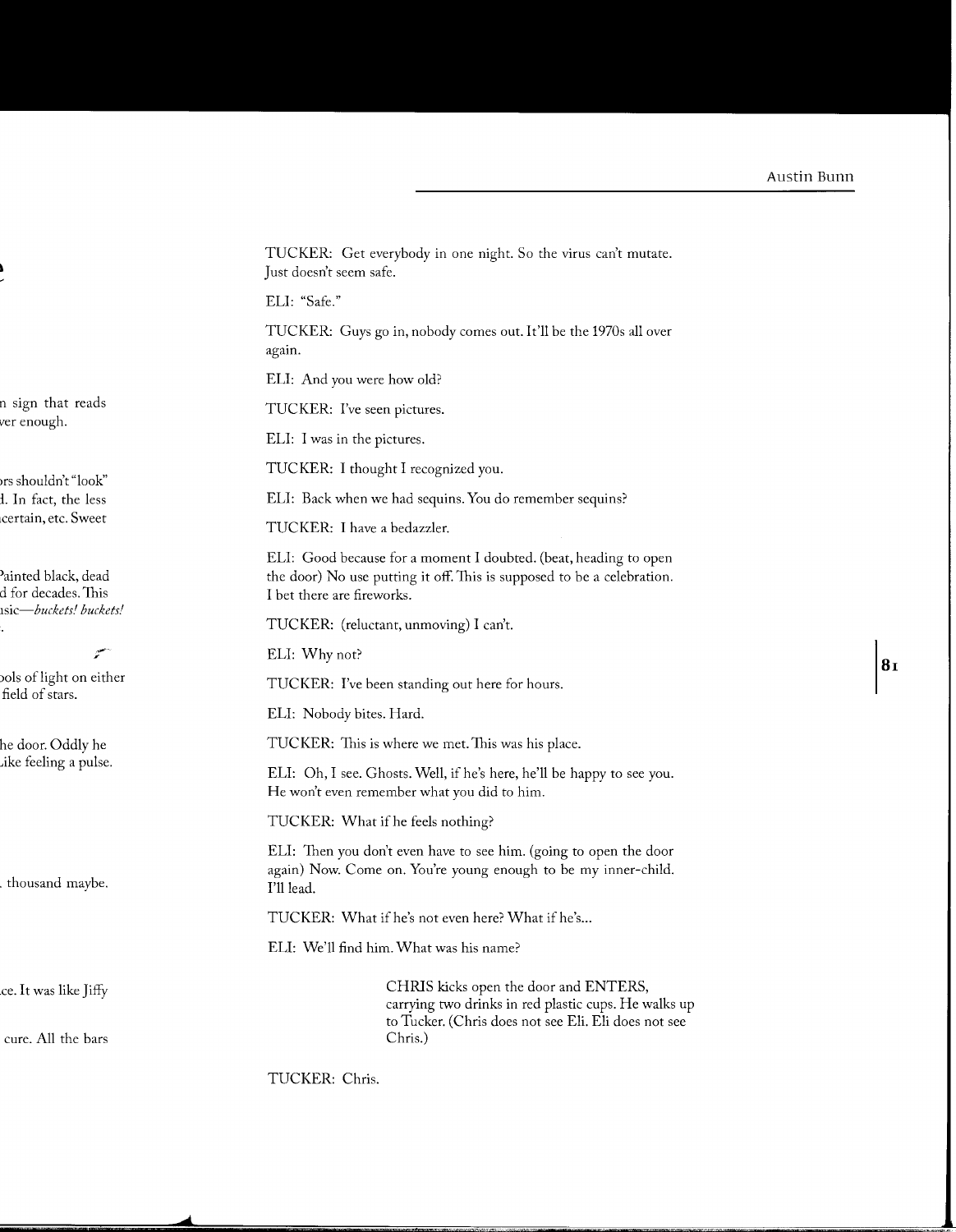TUCKER: Get everybody in one night. So the virus can't mutate. Just doesn't seem safe.

ELI: "Safe."

TUCKER: Guys go in, nobody comes out. It'll be the 1970s all over again.

ELI: And you were how old?

TUCKER: I've seen pictures.

ELI: I was in the pictures.

TUCKER: I thought I recognized you.

ELI: Back when we had sequins. You do remember sequins?

TUCKER: I have a bedazzler.

ELI: Good because for a moment I doubted. (beat, heading to open the door) No use putting it off. This is supposed to be a celebration. I bet there are fireworks.

TUCKER: (reluctant, unmoving) I can't.

ELI: Why not?

TUCKER: I've been standing out here for hours.

ELI: Nobody bites. Hard.

TUCKER: This is where we met. This was his place.

ELI: Oh, I see. Ghosts. Well, if he's here, he'll be happy to see you. He won't even remember what you did to him.

TUCKER: What if he feels nothing?

ELI: Then you don't even have to see him. (going to open the door again) Now. Come on. You're young enough to be my inner-child. I'll lead.

TUCKER: What if he's not even here? What if he's...

ELI: We'll find him. What was his name?

> CHRIS kicks open the door and ENTERS, carrying two drinks in red plastic cups. He walks up to Tucker. (Chris does not see Eli. Eli does not see Chris.)

TUCKER: Chris.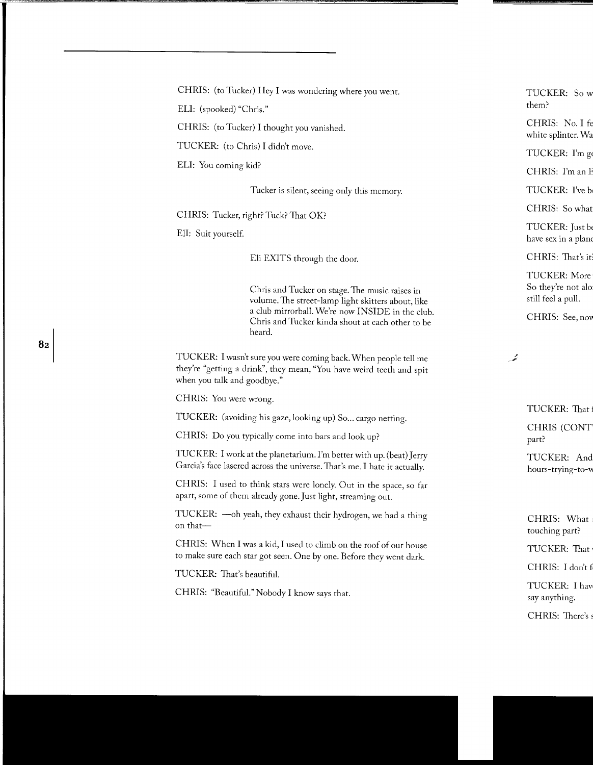CHRIS: (to Tucker) Hey I was wondering where you went.

ELI: (spooked) "Chris."

CHRIS: (to Tucker) I thought you vanished.

TUCKER: (to Chris) I didn't move.

ELI: You coming kid?

> Tucker is silent, seeing only this memory.

CHRIS: Tucker, right? Tuck? That OK?

ELI: Suit yourself.

> Eli EXITS through the door.

> Chris and Tucker on stage. The music raises in volume. The street-lamp light skitters about, like a club mirrorball. We're now INSIDE in the club. Chris and Tucker kinda shout at each other to be heard.

TUCKER: I wasn't sure you were coming back. When people tell me they're "getting a drink", they mean, "You have weird teeth and spit when you talk and goodbye."

CHRIS: You were wrong.

TUCKER: (avoiding his gaze, looking up) So... cargo netting.

CHRIS: Do you typically come into bars and look up?

TUCKER: I work at the planetarium. I'm better with up. (beat) Jerry Garcia's face lasered across the universe. That's me. I hate it actually.

CHRIS: I used to think stars were lonely. Out in the space, so far apart, some of them already gone. Just light, streaming out.

TUCKER: —oh yeah, they exhaust their hydrogen, we had a thing on that—

CHRIS: When I was a kid, I used to climb on the roof of our house to make sure each star got seen. One by one. Before they went dark.

TUCKER: That's beautiful.

CHRIS: "Beautiful." Nobody I know says that.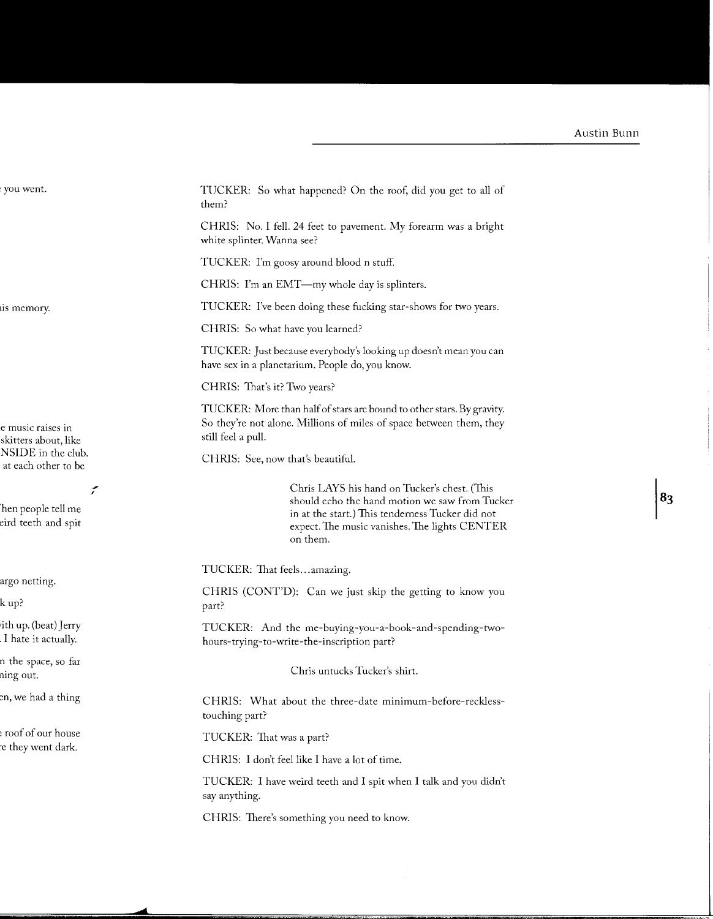TUCKER: So what happened? On the roof, did you get to all of them?

CHRIS: No. I fell. 24 feet to pavement. My forearm was a bright white splinter. Wanna see?

TUCKER: I'm goosy around blood n stuff.

CHRIS: I'm an EMT—my whole day is splinters.

TUCKER: I've been doing these fucking star-shows for two years.

CHRIS: So what have you learned?

TUCKER: Just because everybody's looking up doesn't mean you can have sex in a planetarium. People do, you know.

CHRIS: That's it? Two years?

TUCKER: More than half of stars are bound to other stars. By gravity. So they're not alone. Millions of miles of space between them, they still feel a pull.

CHRIS: See, now that's beautiful.

> Chris LAYS his hand on Tucker's chest. (This should echo the hand motion we saw from Tucker in at the start.) This tenderness Tucker did not expect. The music vanishes. The lights CENTER on them.

TUCKER: That feels...amazing.

CHRIS (CONT'D): Can we just skip the getting to know you part?

TUCKER: And the me-buying-you-a-book-and-spending-two-hours-trying-to-write-the-inscription part?

> Chris untucks Tucker's shirt.

CHRIS: What about the three-date minimum-before-reckless-touching part?

TUCKER: That was a part?

CHRIS: I don't feel like I have a lot of time.

TUCKER: I have weird teeth and I spit when I talk and you didn't say anything.

CHRIS: There's something you need to know.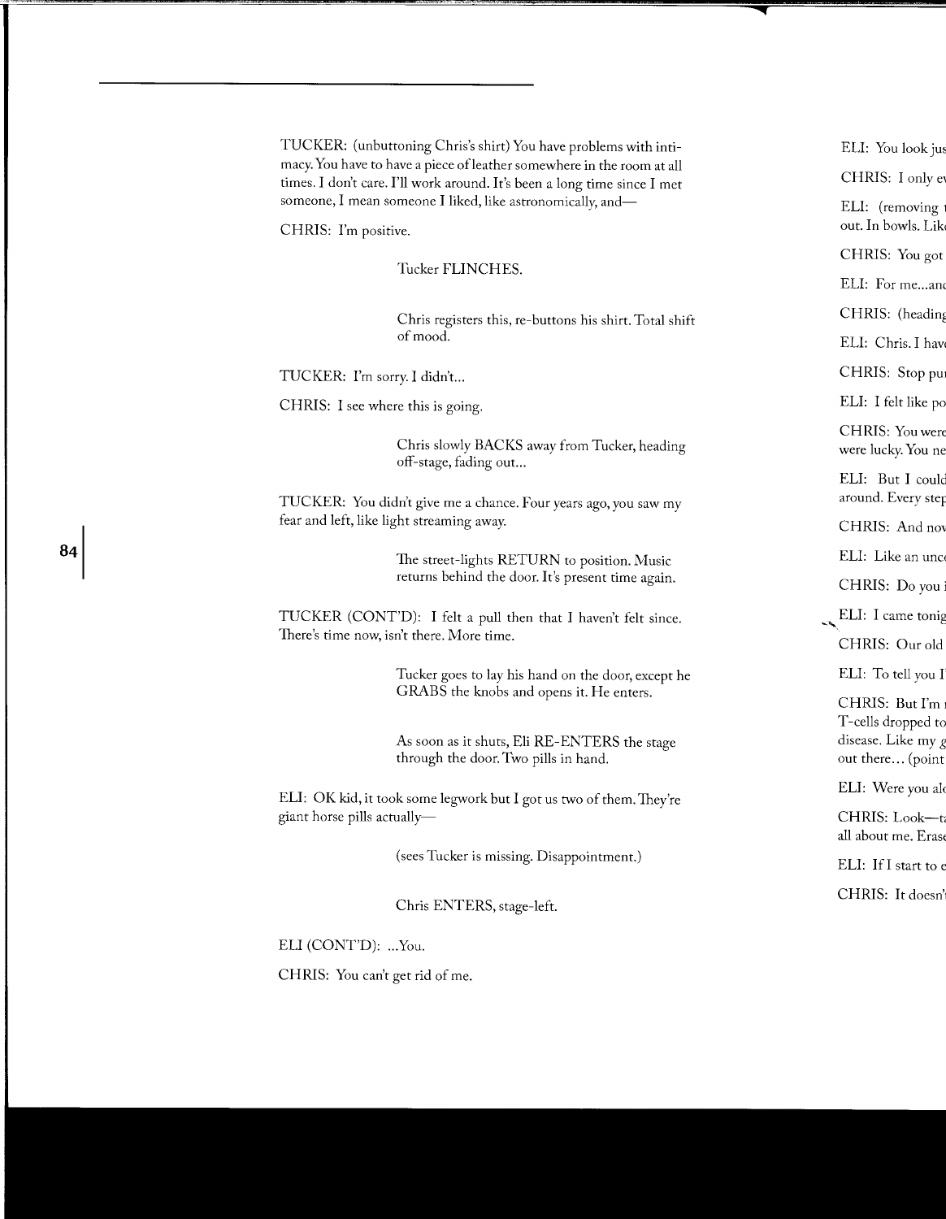TUCKER: (unbuttoning Chris's shirt) You have problems with intimacy. You have to have a piece of leather somewhere in the room at all times. I don't care. I'll work around. It's been a long time since I met someone, I mean someone I liked, like astronomically, and—

CHRIS: I'm positive.

Tucker FLINCHES.

Chris registers this, re-buttons his shirt. Total shift of mood.

TUCKER: I'm sorry. I didn't...

CHRIS: I see where this is going.

Chris slowly BACKS away from Tucker, heading off-stage, fading out...

TUCKER: You didn't give me a chance. Four years ago, you saw my fear and left, like light streaming away.

The street-lights RETURN to position. Music returns behind the door. It's present time again.

TUCKER (CONT'D): I felt a pull then that I haven't felt since. There's time now, isn't there. More time.

Tucker goes to lay his hand on the door, except he GRABS the knobs and opens it. He enters.

As soon as it shuts, Eli RE-ENTERS the stage through the door. Two pills in hand.

ELI: OK kid, it took some legwork but I got us two of them. They're giant horse pills actually—

(sees Tucker is missing. Disappointment.)

Chris ENTERS, stage-left.

ELI (CONT'D): ...You.

CHRIS: You can't get rid of me.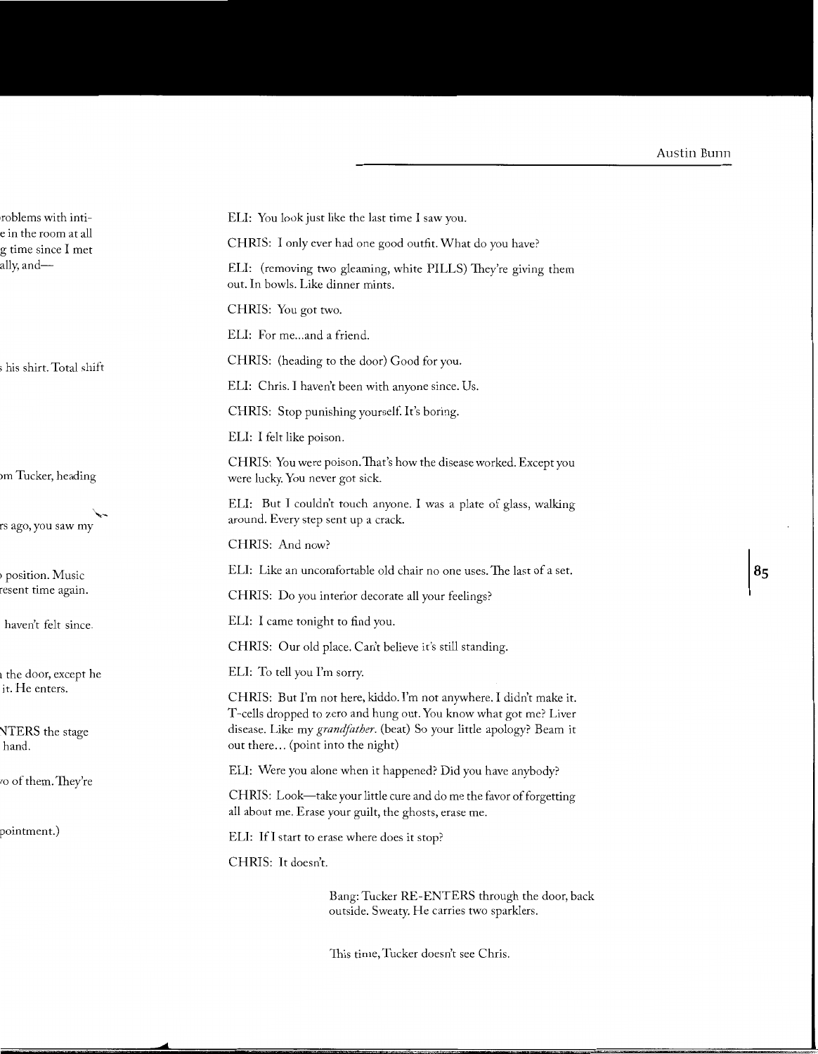ELI: You look just like the last time I saw you.

CHRIS: I only ever had one good outfit. What do you have?

ELI: (removing two gleaming, white PILLS) They're giving them out. In bowls. Like dinner mints.

CHRIS: You got two.

ELI: For me...and a friend.

CHRIS: (heading to the door) Good for you.

ELI: Chris. I haven't been with anyone since. Us.

CHRIS: Stop punishing yourself. It's boring.

ELI: I felt like poison.

CHRIS: You were poison. That's how the disease worked. Except you were lucky. You never got sick.

ELI: But I couldn't touch anyone. I was a plate of glass, walking around. Every step sent up a crack.

CHRIS: And now?

ELI: Like an uncomfortable old chair no one uses. The last of a set.

CHRIS: Do you interior decorate all your feelings?

ELI: I came tonight to find you.

CHRIS: Our old place. Can't believe it's still standing.

ELI: To tell you I'm sorry.

CHRIS: But I'm not here, kiddo. I'm not anywhere. I didn't make it. T-cells dropped to zero and hung out. You know what got me? Liver disease. Like my *grandfather*. (beat) So your little apology? Beam it out there... (point into the night)

ELI: Were you alone when it happened? Did you have anybody?

CHRIS: Look—take your little cure and do me the favor of forgetting all about me. Erase your guilt, the ghosts, erase me.

ELI: If I start to erase where does it stop?

CHRIS: It doesn't.

> Bang: Tucker RE-ENTERS through the door, back outside. Sweaty. He carries two sparklers.
>
> This time, Tucker doesn't see Chris.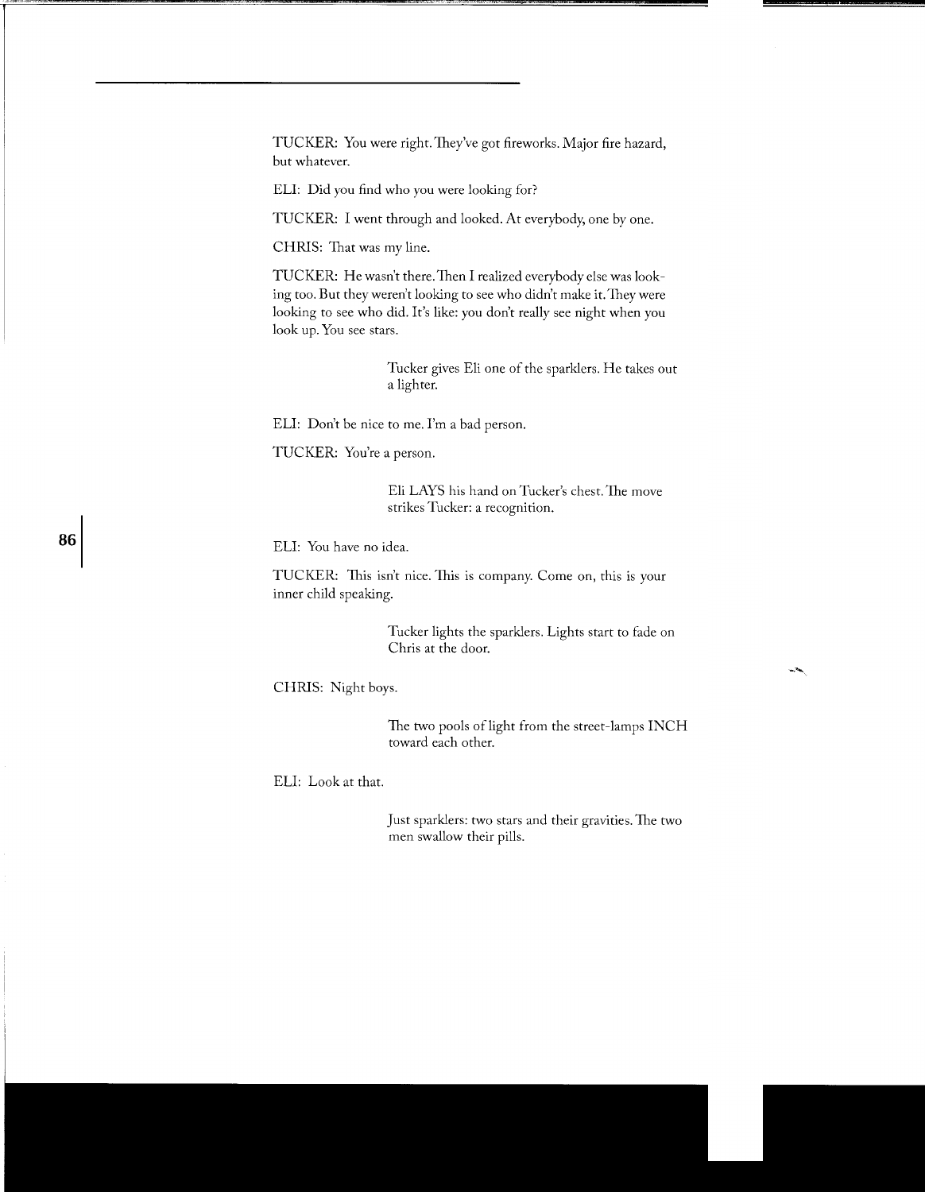TUCKER: You were right. They've got fireworks. Major fire hazard, but whatever.

ELI: Did you find who you were looking for?

TUCKER: I went through and looked. At everybody, one by one.

CHRIS: That was my line.

TUCKER: He wasn't there. Then I realized everybody else was looking too. But they weren't looking to see who didn't make it. They were looking to see who did. It's like: you don't really see night when you look up. You see stars.

> Tucker gives Eli one of the sparklers. He takes out a lighter.

ELI: Don't be nice to me. I'm a bad person.

TUCKER: You're a person.

> Eli LAYS his hand on Tucker's chest. The move strikes Tucker: a recognition.

ELI: You have no idea.

TUCKER: This isn't nice. This is company. Come on, this is your inner child speaking.

> Tucker lights the sparklers. Lights start to fade on Chris at the door.

CHRIS: Night boys.

> The two pools of light from the street-lamps INCH toward each other.

ELI: Look at that.

> Just sparklers: two stars and their gravities. The two men swallow their pills.